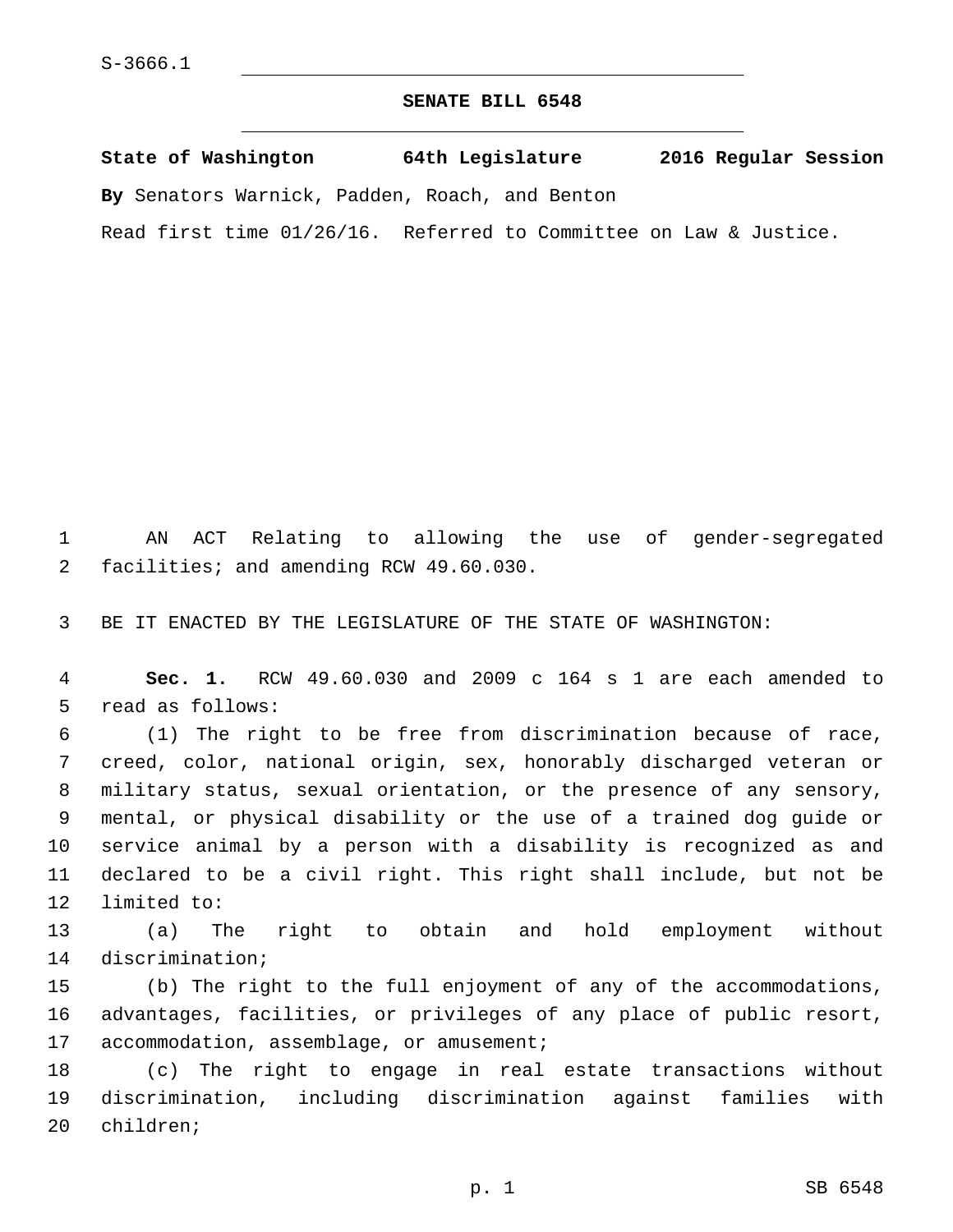S-3666.1

## SENATE BILL 6548

**State of Washington 64th Legislature 2016 Regular Session**

**By** Senators Warnick, Padden, Roach, and Benton

Read first time 01/26/16. Referred to Committee on Law & Justice.

AN ACT Relating to allowing the use of gender-segregated facilities; and amending RCW 49.60.030.

BE IT ENACTED BY THE LEGISLATURE OF THE STATE OF WASHINGTON:

**Sec. 1.** RCW 49.60.030 and 2009 c 164 s 1 are each amended to read as follows:

(1) The right to be free from discrimination because of race, creed, color, national origin, sex, honorably discharged veteran or military status, sexual orientation, or the presence of any sensory, mental, or physical disability or the use of a trained dog guide or service animal by a person with a disability is recognized as and declared to be a civil right. This right shall include, but not be limited to:

(a) The right to obtain and hold employment without discrimination;

(b) The right to the full enjoyment of any of the accommodations, advantages, facilities, or privileges of any place of public resort, accommodation, assemblage, or amusement;

(c) The right to engage in real estate transactions without discrimination, including discrimination against families with children;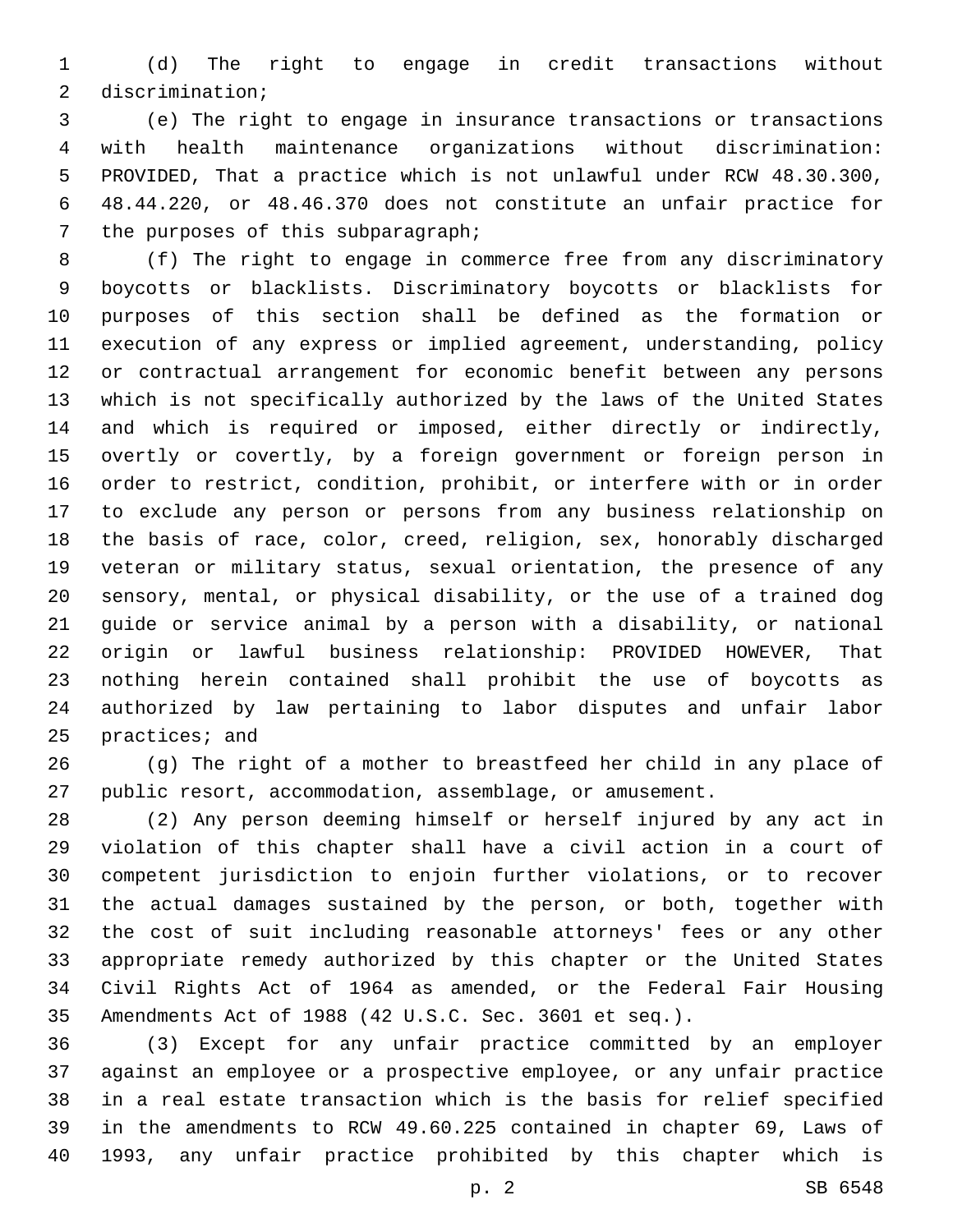(d) The right to engage in credit transactions without discrimination;

(e) The right to engage in insurance transactions or transactions with health maintenance organizations without discrimination: PROVIDED, That a practice which is not unlawful under RCW 48.30.300, 48.44.220, or 48.46.370 does not constitute an unfair practice for the purposes of this subparagraph;

(f) The right to engage in commerce free from any discriminatory boycotts or blacklists. Discriminatory boycotts or blacklists for purposes of this section shall be defined as the formation or execution of any express or implied agreement, understanding, policy or contractual arrangement for economic benefit between any persons which is not specifically authorized by the laws of the United States and which is required or imposed, either directly or indirectly, overtly or covertly, by a foreign government or foreign person in order to restrict, condition, prohibit, or interfere with or in order to exclude any person or persons from any business relationship on the basis of race, color, creed, religion, sex, honorably discharged veteran or military status, sexual orientation, the presence of any sensory, mental, or physical disability, or the use of a trained dog guide or service animal by a person with a disability, or national origin or lawful business relationship: PROVIDED HOWEVER, That nothing herein contained shall prohibit the use of boycotts as authorized by law pertaining to labor disputes and unfair labor practices; and

(g) The right of a mother to breastfeed her child in any place of public resort, accommodation, assemblage, or amusement.

(2) Any person deeming himself or herself injured by any act in violation of this chapter shall have a civil action in a court of competent jurisdiction to enjoin further violations, or to recover the actual damages sustained by the person, or both, together with the cost of suit including reasonable attorneys' fees or any other appropriate remedy authorized by this chapter or the United States Civil Rights Act of 1964 as amended, or the Federal Fair Housing Amendments Act of 1988 (42 U.S.C. Sec. 3601 et seq.).

(3) Except for any unfair practice committed by an employer against an employee or a prospective employee, or any unfair practice in a real estate transaction which is the basis for relief specified in the amendments to RCW 49.60.225 contained in chapter 69, Laws of 1993, any unfair practice prohibited by this chapter which is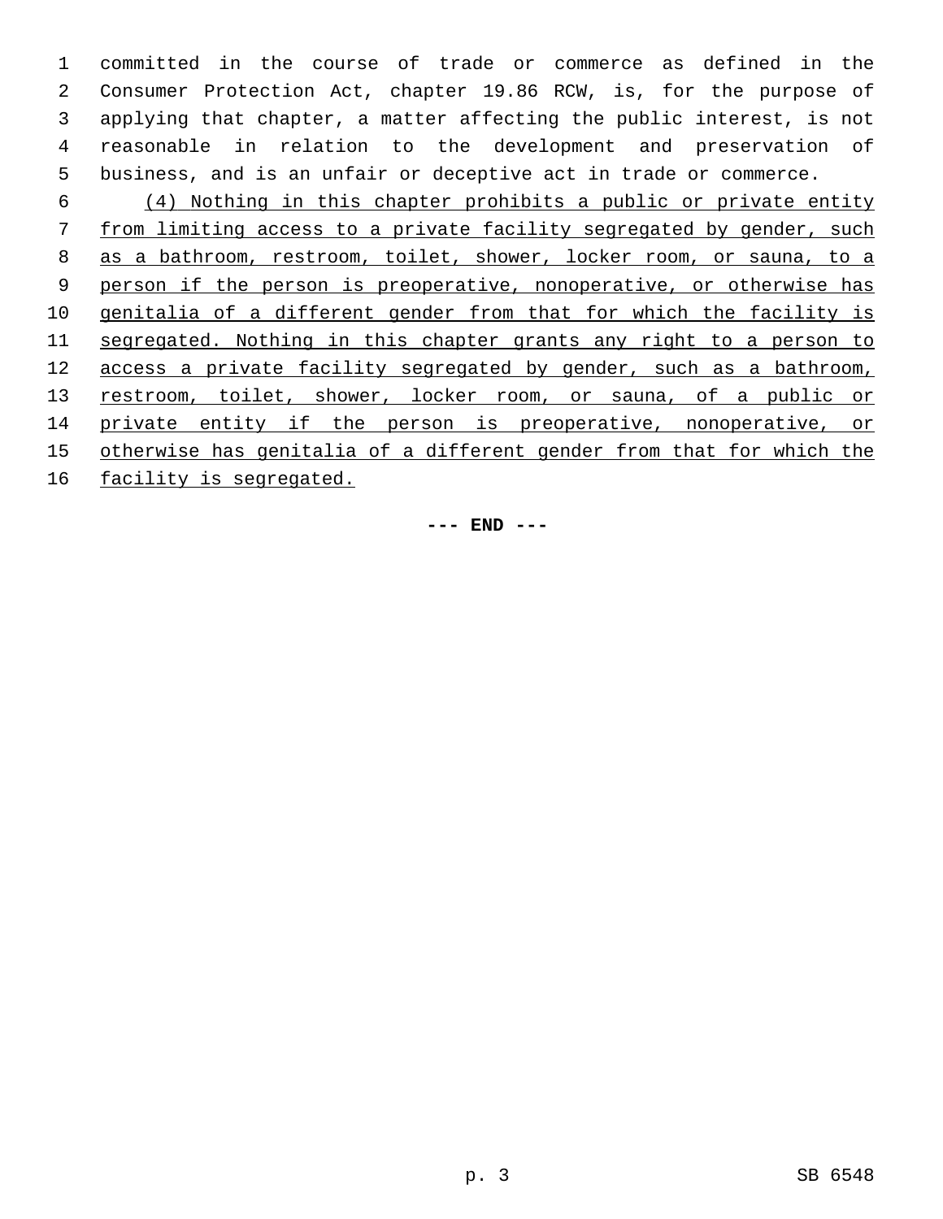committed in the course of trade or commerce as defined in the Consumer Protection Act, chapter 19.86 RCW, is, for the purpose of applying that chapter, a matter affecting the public interest, is not reasonable in relation to the development and preservation of business, and is an unfair or deceptive act in trade or commerce.

<u>(4) Nothing in this chapter prohibits a public or private entity from limiting access to a private facility segregated by gender, such as a bathroom, restroom, toilet, shower, locker room, or sauna, to a person if the person is preoperative, nonoperative, or otherwise has genitalia of a different gender from that for which the facility is segregated. Nothing in this chapter grants any right to a person to access a private facility segregated by gender, such as a bathroom, restroom, toilet, shower, locker room, or sauna, of a public or private entity if the person is preoperative, nonoperative, or otherwise has genitalia of a different gender from that for which the facility is segregated.</u>

**--- END ---**